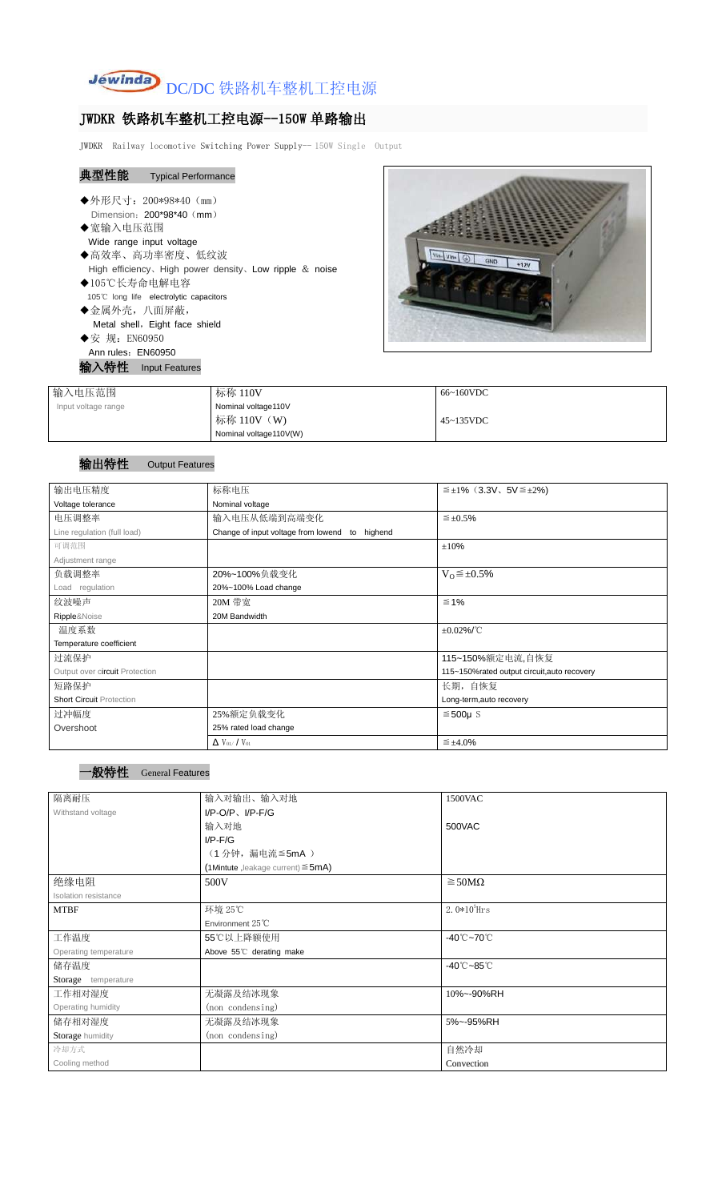# DC/DC 铁路机车整机工控电源

## JWDKR 铁路机车整机工控电源--150W 单路输出

JWDKR Railway locomotive Switching Power Supply-- 150W Single Output

### 典型性能 Typical Performance

- ◆外形尺寸：200*98*40（mm）
  Dimension：200*98*40（mm）
- ◆宽输入电压范围
  Wide range input voltage
- ◆高效率、高功率密度、低纹波
  High efficiency、High power density、Low ripple ＆ noise
- ◆105℃长寿命电解电容
  105℃ long life electrolytic capacitors
- ◆金属外壳，八面屏蔽，
  Metal shell，Eight face shield
- ◆安 规：EN60950
  Ann rules：EN60950

### 输入特性 Input Features

| | | |
|---|---|---|
| 输入电压范围<br>Input voltage range | 标称 110V<br>Nominal voltage110V | 66~160VDC |
| | 标称 110V（W）<br>Nominal voltage110V(W) | 45~135VDC |

### 输出特性 Output Features

| | | |
|---|---|---|
| 输出电压精度<br>Voltage tolerance | 标称电压<br>Nominal voltage | ≦±1%（3.3V、5V≦±2%) |
| 电压调整率<br>Line regulation (full load) | 输入电压从低端到高端变化<br>Change of input voltage from lowend to highend | ≦±0.5% |
| 可调范围<br>Adjustment range | | ±10% |
| 负载调整率<br>Load regulation | 20%~100%负载变化<br>20%~100% Load change | $V_O$≦±0.5% |
| 纹波噪声<br>Ripple&Noise | 20M 带宽<br>20M Bandwidth | ≦1% |
| 温度系数<br>Temperature coefficient | | ±0.02%/℃ |
| 过流保护<br>Output over circuit Protection | | 115~150%额定电流,自恢复<br>115~150%rated output circuit,auto recovery |
| 短路保护<br>Short Circuit Protection | | 长期，自恢复<br>Long-term,auto recovery |
| 过冲幅度<br>Overshoot | 25%额定负载变化<br>25% rated load change | ≦500μ S |
| | $\Delta V_{01}/V_{01}$ | ≦±4.0% |

### 一般特性 General Features

| | | |
|---|---|---|
| 隔离耐压<br>Withstand voltage | 输入对输出、输入对地<br>I/P-O/P、I/P-F/G | 1500VAC |
| | 输入对地<br>I/P-F/G<br>（1 分钟，漏电流≦5mA ）<br>(1Mintute ,leakage current) ≦5mA) | 500VAC |
| 绝缘电阻<br>Isolation resistance | 500V | ≧50MΩ |
| MTBF | 环境 25℃<br>Environment 25℃ | $2.0*10^5$Hrs |
| 工作温度<br>Operating temperature | 55℃以上降额使用<br>Above 55℃ derating make | -40℃~70℃ |
| 储存温度<br>Storage temperature | | -40℃~85℃ |
| 工作相对湿度<br>Operating humidity | 无凝露及结冰现象<br>(non condensing) | 10%~-90%RH |
| 储存相对湿度<br>Storage humidity | 无凝露及结冰现象<br>(non condensing) | 5%~-95%RH |
| 冷却方式<br>Cooling method | | 自然冷却<br>Convection |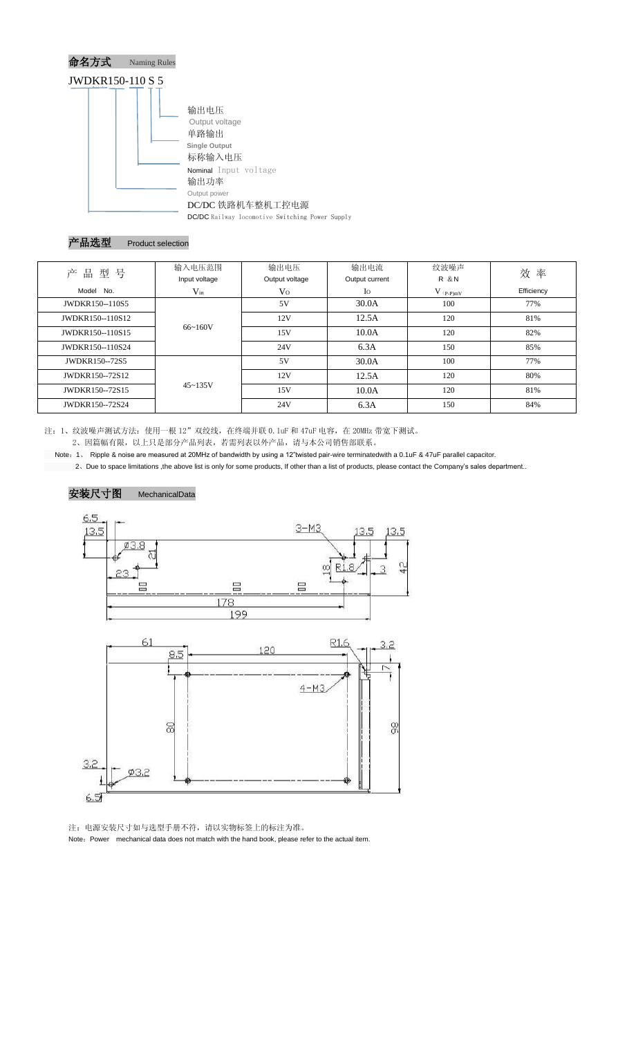## 命名方式 Naming Rules

JWDKR150-110 S 5

- 输出电压 Output voltage
- 单路输出 **Single Output**
- 标称输入电压 Nominal Input voltage
- 输出功率 Output power
- DC/DC 铁路机车整机工控电源 **DC/DC** Railway locomotive Switching Power Supply

## 产品选型 Product selection

| 产 品 型 号<br>Model No. | 输入电压范围<br>Input voltage<br>$V_{in}$ | 输出电压<br>Output voltage<br>$V_O$ | 输出电流<br>Output current<br>$I_O$ | 纹波噪声<br>R &N<br>$V_{(P-P)mV}$ | 效 率<br>Efficiency |
|---|---|---|---|---|---|
| JWDKR150--110S5 | 66~160V | 5V | 30.0A | 100 | 77% |
| JWDKR150--110S12 | | 12V | 12.5A | 120 | 81% |
| JWDKR150--110S15 | | 15V | 10.0A | 120 | 82% |
| JWDKR150--110S24 | | 24V | 6.3A | 150 | 85% |
| JWDKR150--72S5 | 45~135V | 5V | 30.0A | 100 | 77% |
| JWDKR150--72S12 | | 12V | 12.5A | 120 | 80% |
| JWDKR150--72S15 | | 15V | 10.0A | 120 | 81% |
| JWDKR150--72S24 | | 24V | 6.3A | 150 | 84% |

注：1、纹波噪声测试方法：使用一根 12”双绞线，在终端并联 0.1uF 和 47uF 电容，在 20MHz 带宽下测试。

2、因篇幅有限，以上只是部分产品列表，若需列表以外产品，请与本公司销售部联系。

Note：1、 Ripple & noise are measured at 20MHz of bandwidth by using a 12"twisted pair-wire terminatedwith a 0.1uF & 47uF parallel capacitor.

2、Due to space limitations ,the above list is only for some products, If other than a list of products, please contact the Company's sales department..

## 安装尺寸图 MechanicalData

6.5
13.5
Ø3.8
21
23
3-M3
13.5
13.5
18
R1.8
3
42
178
199

61
8.5
120
R1.6
3.2
7
4-M3
80
98
3.2
Ø3.2
6.5

注：电源安装尺寸如与选型手册不符，请以实物标签上的标注为准。

Note：Power mechanical data does not match with the hand book, please refer to the actual item.